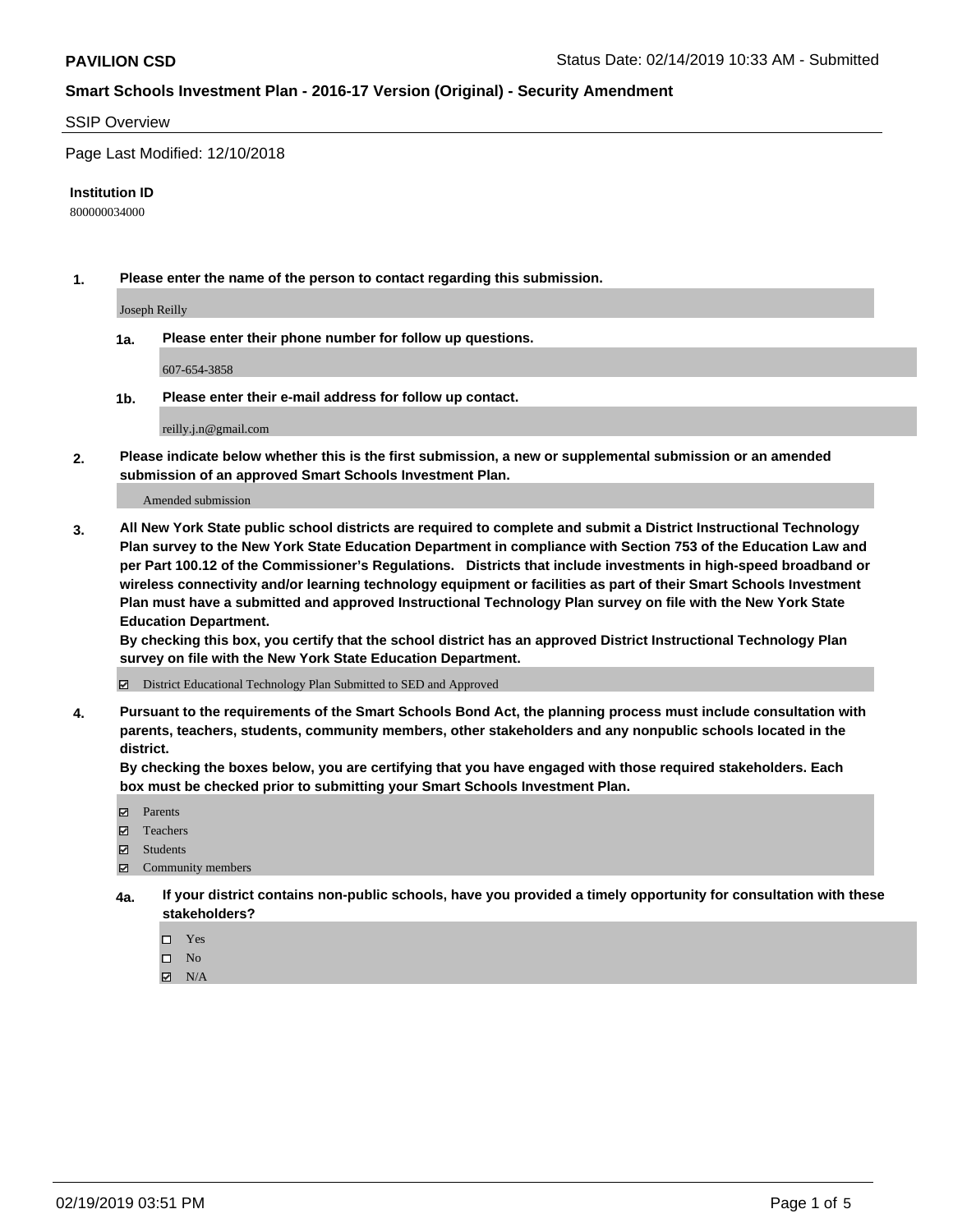**PAVILION CSD**

Status Date: 02/14/2019 10:33 AM - Submitted

**Smart Schools Investment Plan - 2016-17 Version (Original) - Security Amendment**

SSIP Overview

Page Last Modified: 12/10/2018

**Institution ID**

800000034000

**1. Please enter the name of the person to contact regarding this submission.**

Joseph Reilly

**1a. Please enter their phone number for follow up questions.**

607-654-3858

**1b. Please enter their e-mail address for follow up contact.**

reilly.j.n@gmail.com

**2. Please indicate below whether this is the first submission, a new or supplemental submission or an amended submission of an approved Smart Schools Investment Plan.**

Amended submission

**3. All New York State public school districts are required to complete and submit a District Instructional Technology Plan survey to the New York State Education Department in compliance with Section 753 of the Education Law and per Part 100.12 of the Commissioner's Regulations. Districts that include investments in high-speed broadband or wireless connectivity and/or learning technology equipment or facilities as part of their Smart Schools Investment Plan must have a submitted and approved Instructional Technology Plan survey on file with the New York State Education Department.**
**By checking this box, you certify that the school district has an approved District Instructional Technology Plan survey on file with the New York State Education Department.**

☑ District Educational Technology Plan Submitted to SED and Approved

**4. Pursuant to the requirements of the Smart Schools Bond Act, the planning process must include consultation with parents, teachers, students, community members, other stakeholders and any nonpublic schools located in the district.**
**By checking the boxes below, you are certifying that you have engaged with those required stakeholders. Each box must be checked prior to submitting your Smart Schools Investment Plan.**

☑ Parents
☑ Teachers
☑ Students
☑ Community members

**4a. If your district contains non-public schools, have you provided a timely opportunity for consultation with these stakeholders?**

☐ Yes
☐ No
☑ N/A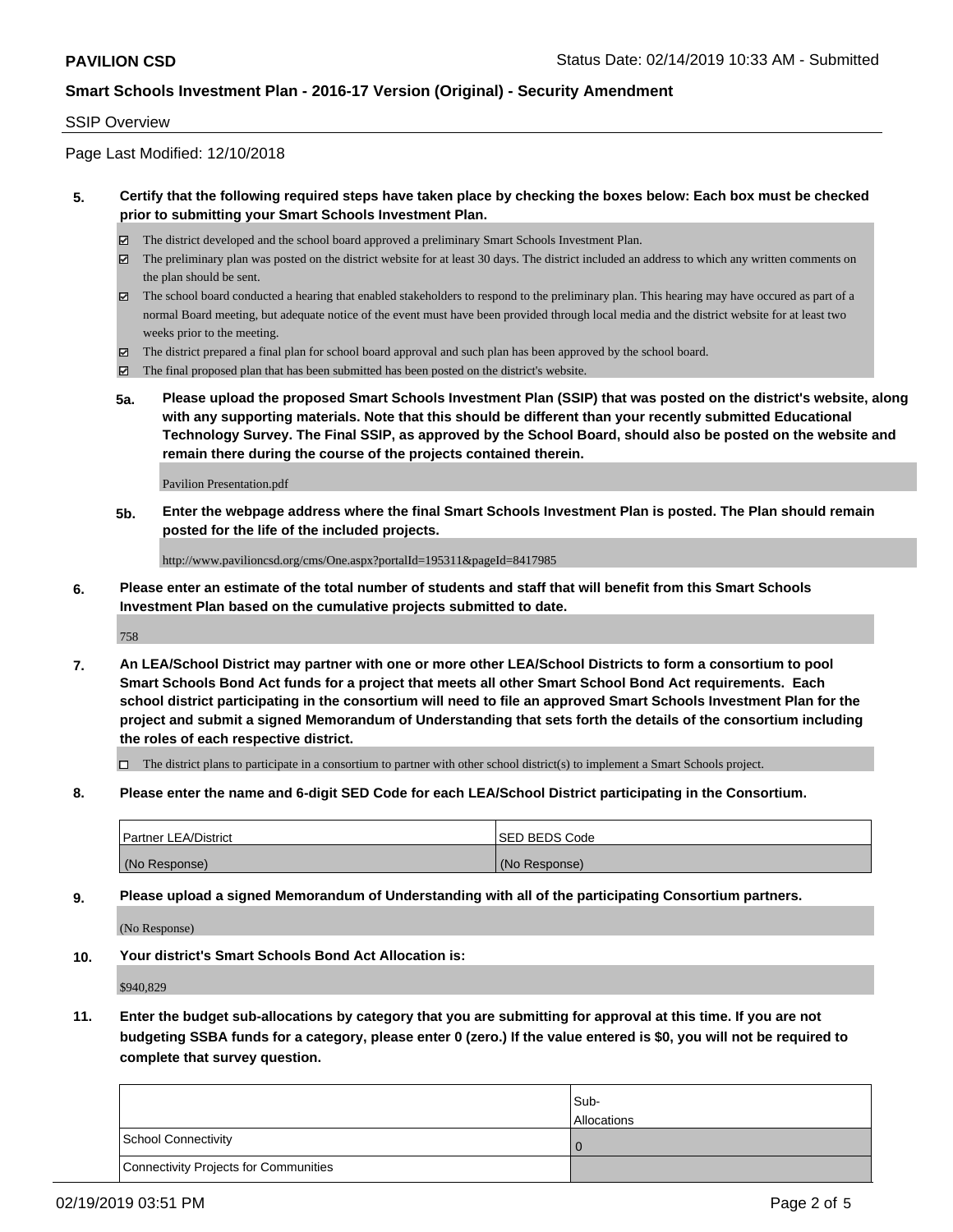SSIP Overview

Page Last Modified: 12/10/2018

**5. Certify that the following required steps have taken place by checking the boxes below: Each box must be checked prior to submitting your Smart Schools Investment Plan.**

- ☑ The district developed and the school board approved a preliminary Smart Schools Investment Plan.
- ☑ The preliminary plan was posted on the district website for at least 30 days. The district included an address to which any written comments on the plan should be sent.
- ☑ The school board conducted a hearing that enabled stakeholders to respond to the preliminary plan. This hearing may have occured as part of a normal Board meeting, but adequate notice of the event must have been provided through local media and the district website for at least two weeks prior to the meeting.
- ☑ The district prepared a final plan for school board approval and such plan has been approved by the school board.
- ☑ The final proposed plan that has been submitted has been posted on the district's website.

**5a. Please upload the proposed Smart Schools Investment Plan (SSIP) that was posted on the district's website, along with any supporting materials. Note that this should be different than your recently submitted Educational Technology Survey. The Final SSIP, as approved by the School Board, should also be posted on the website and remain there during the course of the projects contained therein.**

Pavilion Presentation.pdf

**5b. Enter the webpage address where the final Smart Schools Investment Plan is posted. The Plan should remain posted for the life of the included projects.**

http://www.pavilioncsd.org/cms/One.aspx?portalId=195311&pageId=8417985

**6. Please enter an estimate of the total number of students and staff that will benefit from this Smart Schools Investment Plan based on the cumulative projects submitted to date.**

758

**7. An LEA/School District may partner with one or more other LEA/School Districts to form a consortium to pool Smart Schools Bond Act funds for a project that meets all other Smart School Bond Act requirements. Each school district participating in the consortium will need to file an approved Smart Schools Investment Plan for the project and submit a signed Memorandum of Understanding that sets forth the details of the consortium including the roles of each respective district.**

- ☐ The district plans to participate in a consortium to partner with other school district(s) to implement a Smart Schools project.

**8. Please enter the name and 6-digit SED Code for each LEA/School District participating in the Consortium.**

| Partner LEA/District | SED BEDS Code |
|---|---|
| (No Response) | (No Response) |

**9. Please upload a signed Memorandum of Understanding with all of the participating Consortium partners.**

(No Response)

**10. Your district's Smart Schools Bond Act Allocation is:**

$940,829

**11. Enter the budget sub-allocations by category that you are submitting for approval at this time. If you are not budgeting SSBA funds for a category, please enter 0 (zero.) If the value entered is $0, you will not be required to complete that survey question.**

| | Sub-Allocations |
|---|---|
| School Connectivity | 0 |
| Connectivity Projects for Communities | |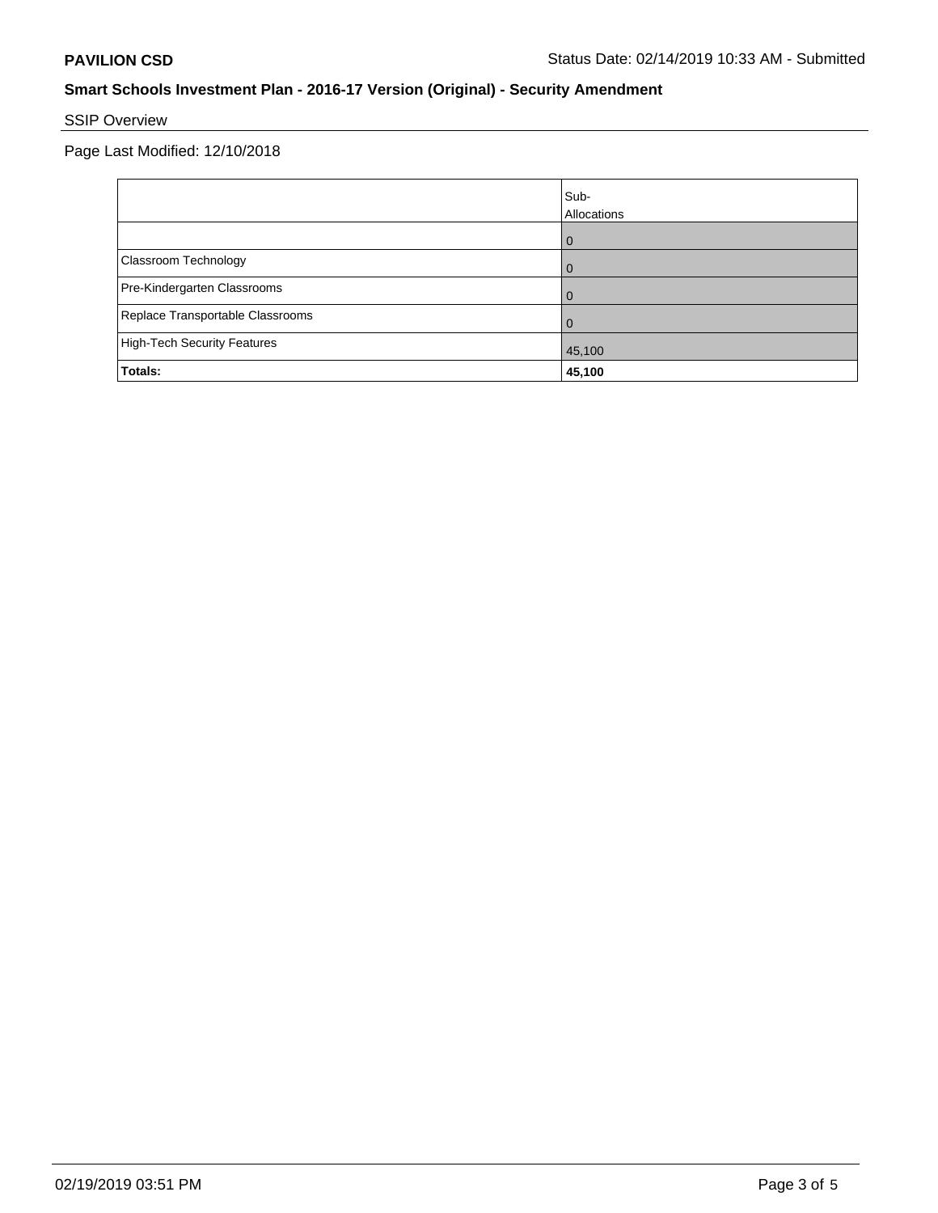**PAVILION CSD**

Status Date: 02/14/2019 10:33 AM - Submitted

## Smart Schools Investment Plan - 2016-17 Version (Original) - Security Amendment

SSIP Overview

Page Last Modified: 12/10/2018

| | Sub-Allocations |
|---|---|
| | 0 |
| Classroom Technology | 0 |
| Pre-Kindergarten Classrooms | 0 |
| Replace Transportable Classrooms | 0 |
| High-Tech Security Features | 45,100 |
| **Totals:** | **45,100** |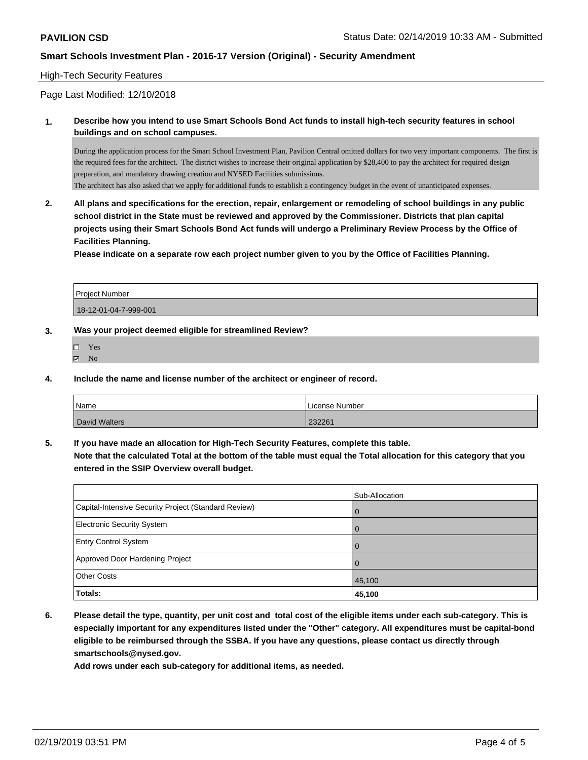High-Tech Security Features

Page Last Modified: 12/10/2018

**1. Describe how you intend to use Smart Schools Bond Act funds to install high-tech security features in school buildings and on school campuses.**

During the application process for the Smart School Investment Plan, Pavilion Central omitted dollars for two very important components. The first is the required fees for the architect. The district wishes to increase their original application by $28,400 to pay the architect for required design preparation, and mandatory drawing creation and NYSED Facilities submissions.
The architect has also asked that we apply for additional funds to establish a contingency budget in the event of unanticipated expenses.

**2. All plans and specifications for the erection, repair, enlargement or remodeling of school buildings in any public school district in the State must be reviewed and approved by the Commissioner. Districts that plan capital projects using their Smart Schools Bond Act funds will undergo a Preliminary Review Process by the Office of Facilities Planning.**
**Please indicate on a separate row each project number given to you by the Office of Facilities Planning.**

| Project Number |
|---|
| 18-12-01-04-7-999-001 |

**3. Was your project deemed eligible for streamlined Review?**

- ☐ Yes
- ☑ No

**4. Include the name and license number of the architect or engineer of record.**

| Name | License Number |
|---|---|
| David Walters | 232261 |

**5. If you have made an allocation for High-Tech Security Features, complete this table.**
**Note that the calculated Total at the bottom of the table must equal the Total allocation for this category that you entered in the SSIP Overview overall budget.**

| | Sub-Allocation |
|---|---|
| Capital-Intensive Security Project (Standard Review) | 0 |
| Electronic Security System | 0 |
| Entry Control System | 0 |
| Approved Door Hardening Project | 0 |
| Other Costs | 45,100 |
| **Totals:** | **45,100** |

**6. Please detail the type, quantity, per unit cost and total cost of the eligible items under each sub-category. This is especially important for any expenditures listed under the "Other" category. All expenditures must be capital-bond eligible to be reimbursed through the SSBA. If you have any questions, please contact us directly through smartschools@nysed.gov.**
**Add rows under each sub-category for additional items, as needed.**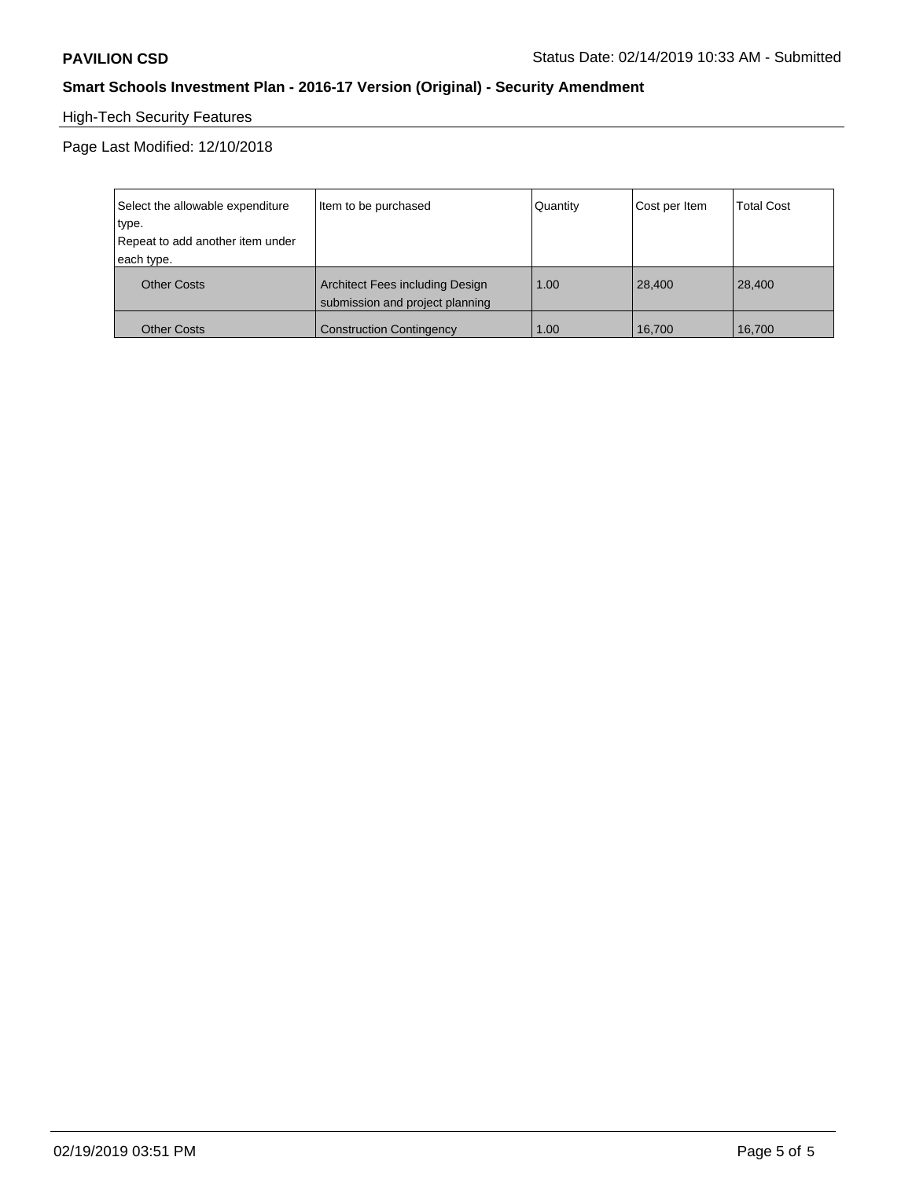**PAVILION CSD**

Status Date: 02/14/2019 10:33 AM - Submitted

**Smart Schools Investment Plan - 2016-17 Version (Original) - Security Amendment**

## High-Tech Security Features

Page Last Modified: 12/10/2018

| Select the allowable expenditure type. Repeat to add another item under each type. | Item to be purchased | Quantity | Cost per Item | Total Cost |
|---|---|---|---|---|
| Other Costs | Architect Fees including Design submission and project planning | 1.00 | 28,400 | 28,400 |
| Other Costs | Construction Contingency | 1.00 | 16,700 | 16,700 |